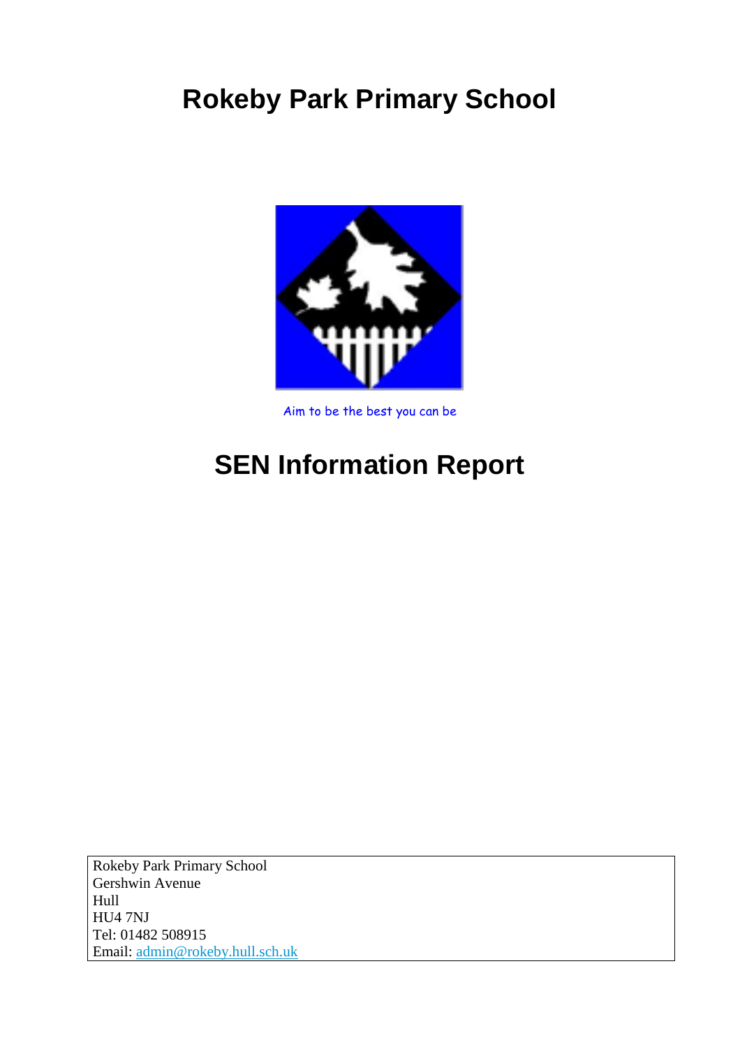# Rokeby Park Primary School

Aim to be the best you can be

# SEN Information Report

Rokeby Park Primary School
Gershwin Avenue
Hull
HU4 7NJ
Tel: 01482 508915
Email: admin@rokeby.hull.sch.uk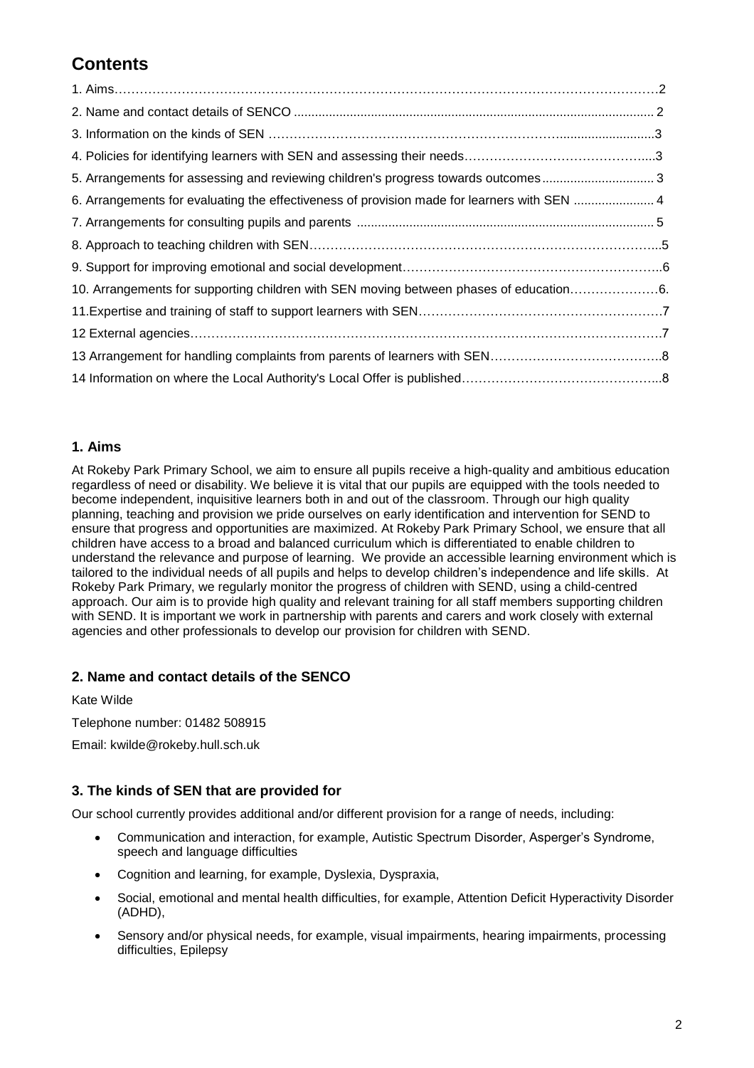# Contents

1. Aims……………………………………………………………………………………………………………2
2. Name and contact details of SENCO ....................................................................................................... 2
3. Information on the kinds of SEN ……………………………………………………………............................3
4. Policies for identifying learners with SEN and assessing their needs……………………………………......3
5. Arrangements for assessing and reviewing children's progress towards outcomes ................................ 3
6. Arrangements for evaluating the effectiveness of provision made for learners with SEN ....................... 4
7. Arrangements for consulting pupils and parents ..................................................................................... 5
8. Approach to teaching children with SEN…………………………………………………………………………...5
9. Support for improving emotional and social development……………………………………………………..6
10. Arrangements for supporting children with SEN moving between phases of education…………………6.
11.Expertise and training of staff to support learners with SEN…………………………………………………7
12 External agencies………………………………………………………………………………………………7
13 Arrangement for handling complaints from parents of learners with SEN…………………………………..8
14 Information on where the Local Authority's Local Offer is published………………………………………...8

## 1. Aims

At Rokeby Park Primary School, we aim to ensure all pupils receive a high-quality and ambitious education regardless of need or disability. We believe it is vital that our pupils are equipped with the tools needed to become independent, inquisitive learners both in and out of the classroom. Through our high quality planning, teaching and provision we pride ourselves on early identification and intervention for SEND to ensure that progress and opportunities are maximized. At Rokeby Park Primary School, we ensure that all children have access to a broad and balanced curriculum which is differentiated to enable children to understand the relevance and purpose of learning. We provide an accessible learning environment which is tailored to the individual needs of all pupils and helps to develop children's independence and life skills. At Rokeby Park Primary, we regularly monitor the progress of children with SEND, using a child-centred approach. Our aim is to provide high quality and relevant training for all staff members supporting children with SEND. It is important we work in partnership with parents and carers and work closely with external agencies and other professionals to develop our provision for children with SEND.

## 2. Name and contact details of the SENCO

Kate Wilde

Telephone number: 01482 508915

Email: kwilde@rokeby.hull.sch.uk

## 3. The kinds of SEN that are provided for

Our school currently provides additional and/or different provision for a range of needs, including:

- Communication and interaction, for example, Autistic Spectrum Disorder, Asperger's Syndrome, speech and language difficulties
- Cognition and learning, for example, Dyslexia, Dyspraxia,
- Social, emotional and mental health difficulties, for example, Attention Deficit Hyperactivity Disorder (ADHD),
- Sensory and/or physical needs, for example, visual impairments, hearing impairments, processing difficulties, Epilepsy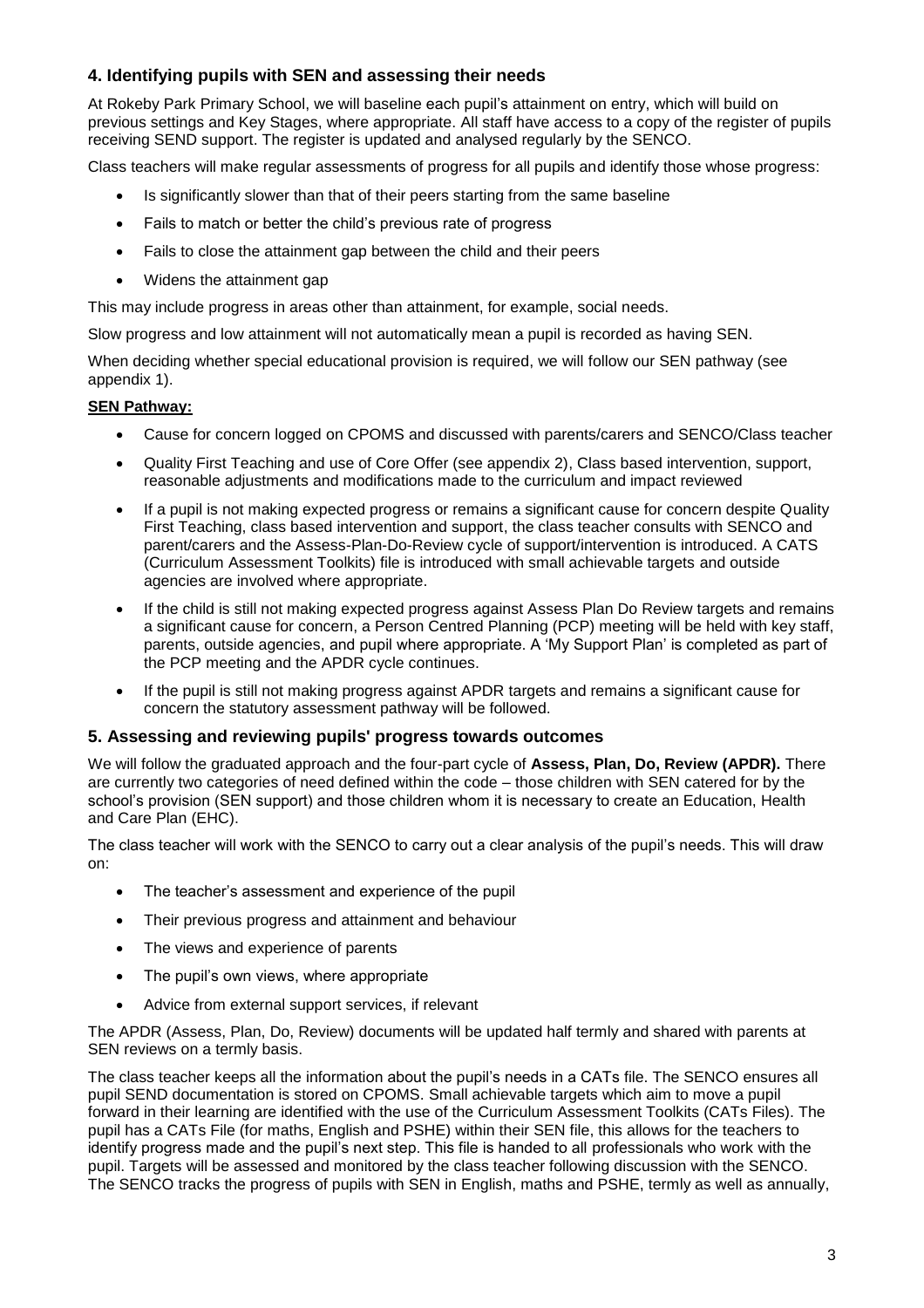## 4. Identifying pupils with SEN and assessing their needs

At Rokeby Park Primary School, we will baseline each pupil's attainment on entry, which will build on previous settings and Key Stages, where appropriate. All staff have access to a copy of the register of pupils receiving SEND support. The register is updated and analysed regularly by the SENCO.

Class teachers will make regular assessments of progress for all pupils and identify those whose progress:

- Is significantly slower than that of their peers starting from the same baseline
- Fails to match or better the child's previous rate of progress
- Fails to close the attainment gap between the child and their peers
- Widens the attainment gap

This may include progress in areas other than attainment, for example, social needs.

Slow progress and low attainment will not automatically mean a pupil is recorded as having SEN.

When deciding whether special educational provision is required, we will follow our SEN pathway (see appendix 1).

**SEN Pathway:**

- Cause for concern logged on CPOMS and discussed with parents/carers and SENCO/Class teacher
- Quality First Teaching and use of Core Offer (see appendix 2), Class based intervention, support, reasonable adjustments and modifications made to the curriculum and impact reviewed
- If a pupil is not making expected progress or remains a significant cause for concern despite Quality First Teaching, class based intervention and support, the class teacher consults with SENCO and parent/carers and the Assess-Plan-Do-Review cycle of support/intervention is introduced. A CATS (Curriculum Assessment Toolkits) file is introduced with small achievable targets and outside agencies are involved where appropriate.
- If the child is still not making expected progress against Assess Plan Do Review targets and remains a significant cause for concern, a Person Centred Planning (PCP) meeting will be held with key staff, parents, outside agencies, and pupil where appropriate. A 'My Support Plan' is completed as part of the PCP meeting and the APDR cycle continues.
- If the pupil is still not making progress against APDR targets and remains a significant cause for concern the statutory assessment pathway will be followed.

## 5. Assessing and reviewing pupils' progress towards outcomes

We will follow the graduated approach and the four-part cycle of **Assess, Plan, Do, Review (APDR).** There are currently two categories of need defined within the code – those children with SEN catered for by the school's provision (SEN support) and those children whom it is necessary to create an Education, Health and Care Plan (EHC).

The class teacher will work with the SENCO to carry out a clear analysis of the pupil's needs. This will draw on:

- The teacher's assessment and experience of the pupil
- Their previous progress and attainment and behaviour
- The views and experience of parents
- The pupil's own views, where appropriate
- Advice from external support services, if relevant

The APDR (Assess, Plan, Do, Review) documents will be updated half termly and shared with parents at SEN reviews on a termly basis.

The class teacher keeps all the information about the pupil's needs in a CATs file. The SENCO ensures all pupil SEND documentation is stored on CPOMS. Small achievable targets which aim to move a pupil forward in their learning are identified with the use of the Curriculum Assessment Toolkits (CATs Files). The pupil has a CATs File (for maths, English and PSHE) within their SEN file, this allows for the teachers to identify progress made and the pupil's next step. This file is handed to all professionals who work with the pupil. Targets will be assessed and monitored by the class teacher following discussion with the SENCO. The SENCO tracks the progress of pupils with SEN in English, maths and PSHE, termly as well as annually,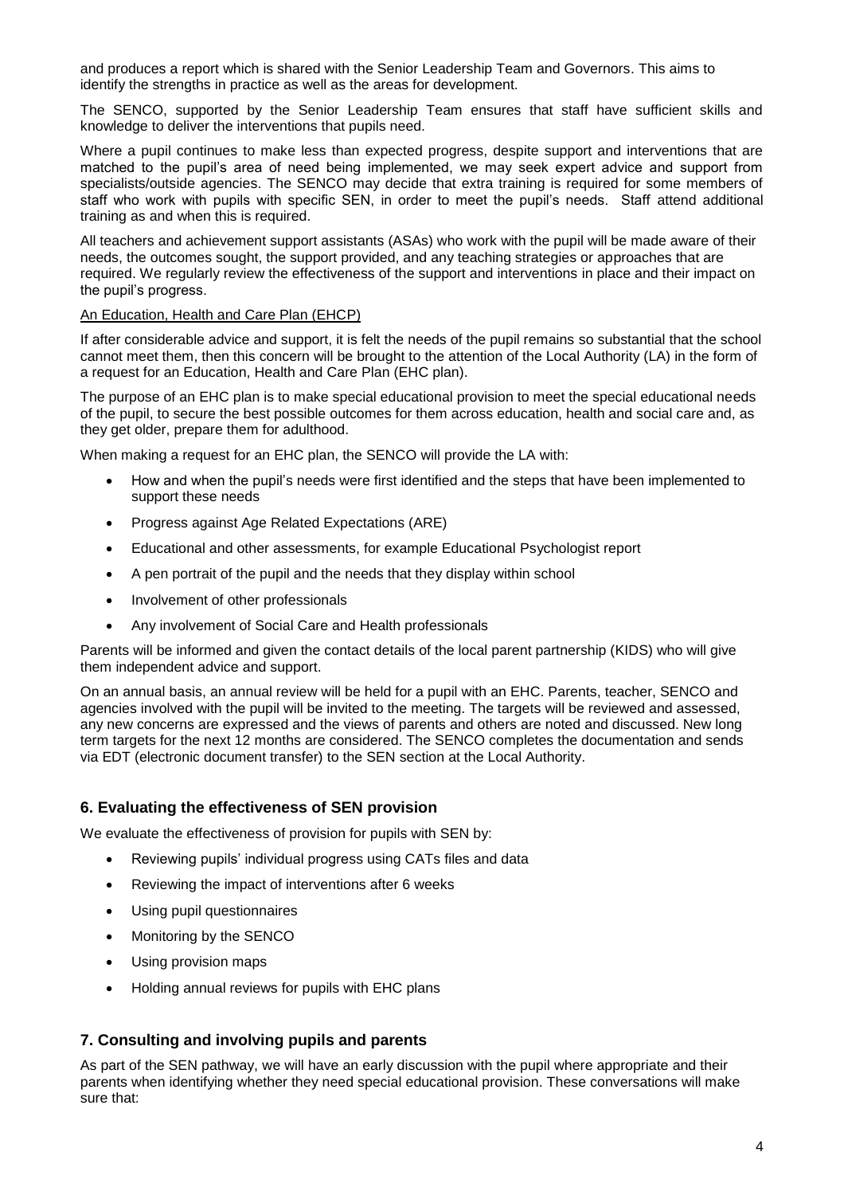and produces a report which is shared with the Senior Leadership Team and Governors. This aims to identify the strengths in practice as well as the areas for development.

The SENCO, supported by the Senior Leadership Team ensures that staff have sufficient skills and knowledge to deliver the interventions that pupils need.

Where a pupil continues to make less than expected progress, despite support and interventions that are matched to the pupil's area of need being implemented, we may seek expert advice and support from specialists/outside agencies. The SENCO may decide that extra training is required for some members of staff who work with pupils with specific SEN, in order to meet the pupil's needs. Staff attend additional training as and when this is required.

All teachers and achievement support assistants (ASAs) who work with the pupil will be made aware of their needs, the outcomes sought, the support provided, and any teaching strategies or approaches that are required. We regularly review the effectiveness of the support and interventions in place and their impact on the pupil's progress.

An Education, Health and Care Plan (EHCP)

If after considerable advice and support, it is felt the needs of the pupil remains so substantial that the school cannot meet them, then this concern will be brought to the attention of the Local Authority (LA) in the form of a request for an Education, Health and Care Plan (EHC plan).

The purpose of an EHC plan is to make special educational provision to meet the special educational needs of the pupil, to secure the best possible outcomes for them across education, health and social care and, as they get older, prepare them for adulthood.

When making a request for an EHC plan, the SENCO will provide the LA with:

- How and when the pupil's needs were first identified and the steps that have been implemented to support these needs
- Progress against Age Related Expectations (ARE)
- Educational and other assessments, for example Educational Psychologist report
- A pen portrait of the pupil and the needs that they display within school
- Involvement of other professionals
- Any involvement of Social Care and Health professionals

Parents will be informed and given the contact details of the local parent partnership (KIDS) who will give them independent advice and support.

On an annual basis, an annual review will be held for a pupil with an EHC. Parents, teacher, SENCO and agencies involved with the pupil will be invited to the meeting. The targets will be reviewed and assessed, any new concerns are expressed and the views of parents and others are noted and discussed. New long term targets for the next 12 months are considered. The SENCO completes the documentation and sends via EDT (electronic document transfer) to the SEN section at the Local Authority.

## 6. Evaluating the effectiveness of SEN provision

We evaluate the effectiveness of provision for pupils with SEN by:

- Reviewing pupils' individual progress using CATs files and data
- Reviewing the impact of interventions after 6 weeks
- Using pupil questionnaires
- Monitoring by the SENCO
- Using provision maps
- Holding annual reviews for pupils with EHC plans

## 7. Consulting and involving pupils and parents

As part of the SEN pathway, we will have an early discussion with the pupil where appropriate and their parents when identifying whether they need special educational provision. These conversations will make sure that: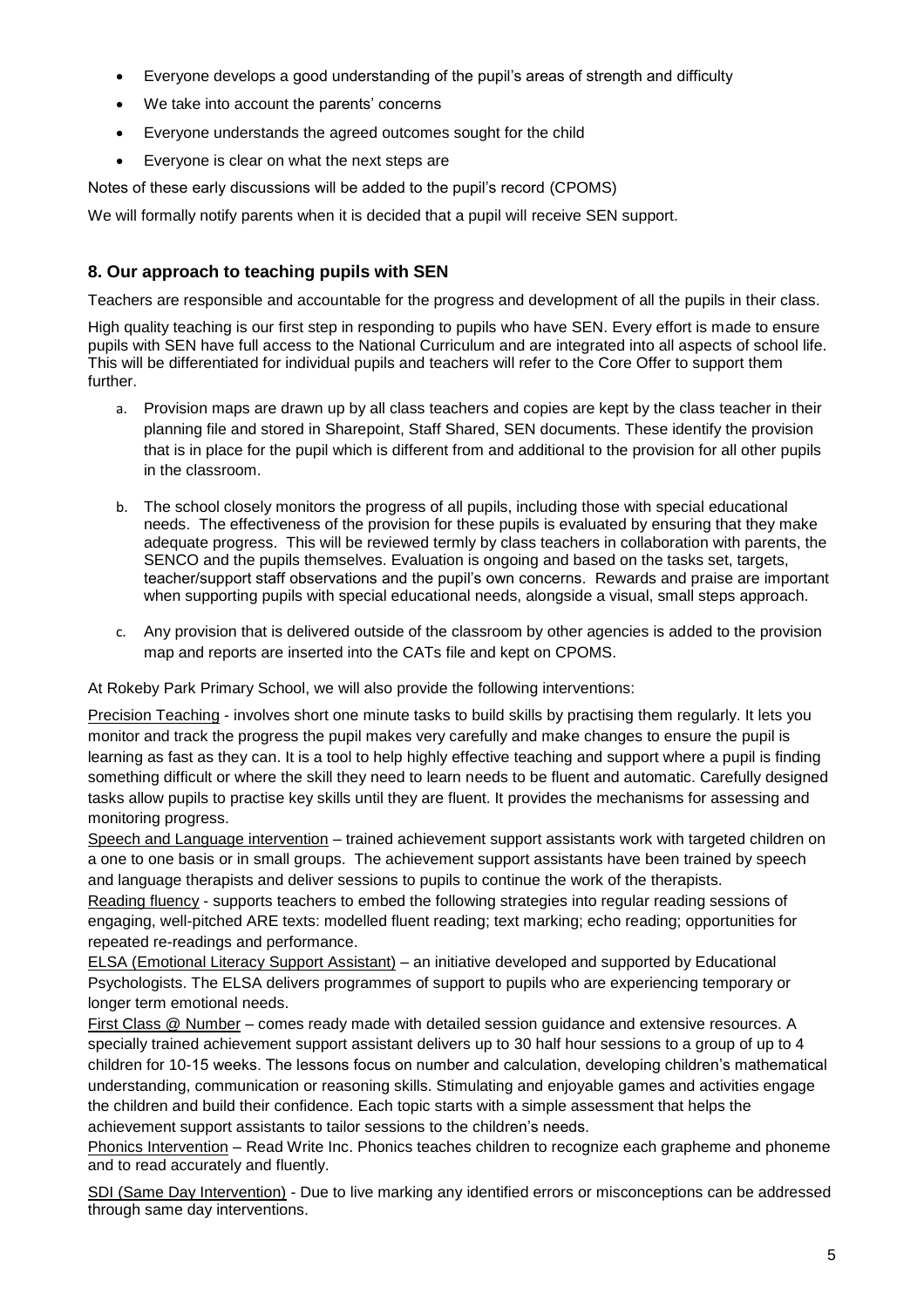- Everyone develops a good understanding of the pupil's areas of strength and difficulty
- We take into account the parents' concerns
- Everyone understands the agreed outcomes sought for the child
- Everyone is clear on what the next steps are

Notes of these early discussions will be added to the pupil's record (CPOMS)

We will formally notify parents when it is decided that a pupil will receive SEN support.

## 8. Our approach to teaching pupils with SEN

Teachers are responsible and accountable for the progress and development of all the pupils in their class.

High quality teaching is our first step in responding to pupils who have SEN. Every effort is made to ensure pupils with SEN have full access to the National Curriculum and are integrated into all aspects of school life. This will be differentiated for individual pupils and teachers will refer to the Core Offer to support them further.

a. Provision maps are drawn up by all class teachers and copies are kept by the class teacher in their planning file and stored in Sharepoint, Staff Shared, SEN documents. These identify the provision that is in place for the pupil which is different from and additional to the provision for all other pupils in the classroom.

b. The school closely monitors the progress of all pupils, including those with special educational needs. The effectiveness of the provision for these pupils is evaluated by ensuring that they make adequate progress. This will be reviewed termly by class teachers in collaboration with parents, the SENCO and the pupils themselves. Evaluation is ongoing and based on the tasks set, targets, teacher/support staff observations and the pupil's own concerns. Rewards and praise are important when supporting pupils with special educational needs, alongside a visual, small steps approach.

c. Any provision that is delivered outside of the classroom by other agencies is added to the provision map and reports are inserted into the CATs file and kept on CPOMS.

At Rokeby Park Primary School, we will also provide the following interventions:

Precision Teaching - involves short one minute tasks to build skills by practising them regularly. It lets you monitor and track the progress the pupil makes very carefully and make changes to ensure the pupil is learning as fast as they can. It is a tool to help highly effective teaching and support where a pupil is finding something difficult or where the skill they need to learn needs to be fluent and automatic. Carefully designed tasks allow pupils to practise key skills until they are fluent. It provides the mechanisms for assessing and monitoring progress.

Speech and Language intervention – trained achievement support assistants work with targeted children on a one to one basis or in small groups. The achievement support assistants have been trained by speech and language therapists and deliver sessions to pupils to continue the work of the therapists.

Reading fluency - supports teachers to embed the following strategies into regular reading sessions of engaging, well-pitched ARE texts: modelled fluent reading; text marking; echo reading; opportunities for repeated re-readings and performance.

ELSA (Emotional Literacy Support Assistant) – an initiative developed and supported by Educational Psychologists. The ELSA delivers programmes of support to pupils who are experiencing temporary or longer term emotional needs.

First Class @ Number – comes ready made with detailed session guidance and extensive resources. A specially trained achievement support assistant delivers up to 30 half hour sessions to a group of up to 4 children for 10-15 weeks. The lessons focus on number and calculation, developing children's mathematical understanding, communication or reasoning skills. Stimulating and enjoyable games and activities engage the children and build their confidence. Each topic starts with a simple assessment that helps the achievement support assistants to tailor sessions to the children's needs.

Phonics Intervention – Read Write Inc. Phonics teaches children to recognize each grapheme and phoneme and to read accurately and fluently.

SDI (Same Day Intervention) - Due to live marking any identified errors or misconceptions can be addressed through same day interventions.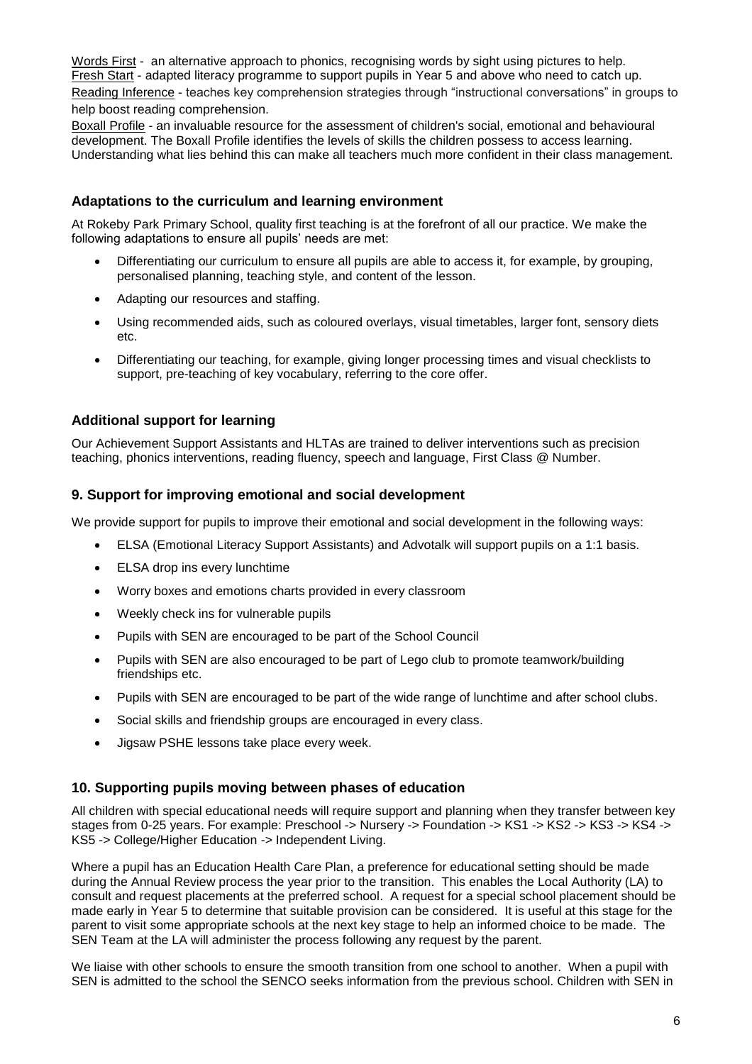Words First - an alternative approach to phonics, recognising words by sight using pictures to help.
Fresh Start - adapted literacy programme to support pupils in Year 5 and above who need to catch up.
Reading Inference - teaches key comprehension strategies through "instructional conversations" in groups to help boost reading comprehension.
Boxall Profile - an invaluable resource for the assessment of children's social, emotional and behavioural development. The Boxall Profile identifies the levels of skills the children possess to access learning. Understanding what lies behind this can make all teachers much more confident in their class management.

### Adaptations to the curriculum and learning environment

At Rokeby Park Primary School, quality first teaching is at the forefront of all our practice. We make the following adaptations to ensure all pupils' needs are met:

- Differentiating our curriculum to ensure all pupils are able to access it, for example, by grouping, personalised planning, teaching style, and content of the lesson.
- Adapting our resources and staffing.
- Using recommended aids, such as coloured overlays, visual timetables, larger font, sensory diets etc.
- Differentiating our teaching, for example, giving longer processing times and visual checklists to support, pre-teaching of key vocabulary, referring to the core offer.

### Additional support for learning

Our Achievement Support Assistants and HLTAs are trained to deliver interventions such as precision teaching, phonics interventions, reading fluency, speech and language, First Class @ Number.

## 9. Support for improving emotional and social development

We provide support for pupils to improve their emotional and social development in the following ways:

- ELSA (Emotional Literacy Support Assistants) and Advotalk will support pupils on a 1:1 basis.
- ELSA drop ins every lunchtime
- Worry boxes and emotions charts provided in every classroom
- Weekly check ins for vulnerable pupils
- Pupils with SEN are encouraged to be part of the School Council
- Pupils with SEN are also encouraged to be part of Lego club to promote teamwork/building friendships etc.
- Pupils with SEN are encouraged to be part of the wide range of lunchtime and after school clubs.
- Social skills and friendship groups are encouraged in every class.
- Jigsaw PSHE lessons take place every week.

## 10. Supporting pupils moving between phases of education

All children with special educational needs will require support and planning when they transfer between key stages from 0-25 years. For example: Preschool -> Nursery -> Foundation -> KS1 -> KS2 -> KS3 -> KS4 -> KS5 -> College/Higher Education -> Independent Living.

Where a pupil has an Education Health Care Plan, a preference for educational setting should be made during the Annual Review process the year prior to the transition. This enables the Local Authority (LA) to consult and request placements at the preferred school. A request for a special school placement should be made early in Year 5 to determine that suitable provision can be considered. It is useful at this stage for the parent to visit some appropriate schools at the next key stage to help an informed choice to be made. The SEN Team at the LA will administer the process following any request by the parent.

We liaise with other schools to ensure the smooth transition from one school to another. When a pupil with SEN is admitted to the school the SENCO seeks information from the previous school. Children with SEN in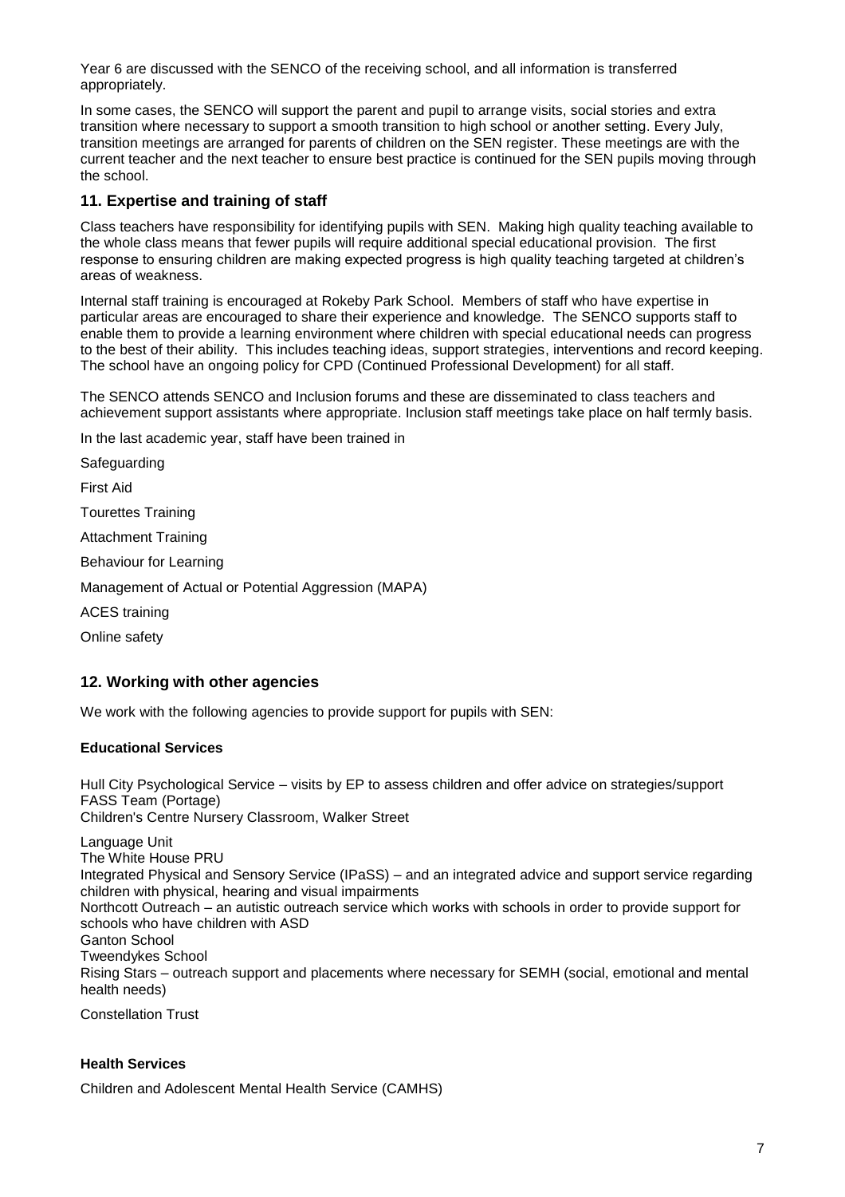Year 6 are discussed with the SENCO of the receiving school, and all information is transferred appropriately.

In some cases, the SENCO will support the parent and pupil to arrange visits, social stories and extra transition where necessary to support a smooth transition to high school or another setting. Every July, transition meetings are arranged for parents of children on the SEN register. These meetings are with the current teacher and the next teacher to ensure best practice is continued for the SEN pupils moving through the school.

## 11. Expertise and training of staff

Class teachers have responsibility for identifying pupils with SEN. Making high quality teaching available to the whole class means that fewer pupils will require additional special educational provision. The first response to ensuring children are making expected progress is high quality teaching targeted at children's areas of weakness.

Internal staff training is encouraged at Rokeby Park School. Members of staff who have expertise in particular areas are encouraged to share their experience and knowledge. The SENCO supports staff to enable them to provide a learning environment where children with special educational needs can progress to the best of their ability. This includes teaching ideas, support strategies, interventions and record keeping. The school have an ongoing policy for CPD (Continued Professional Development) for all staff.

The SENCO attends SENCO and Inclusion forums and these are disseminated to class teachers and achievement support assistants where appropriate. Inclusion staff meetings take place on half termly basis.

In the last academic year, staff have been trained in

Safeguarding

First Aid

Tourettes Training

Attachment Training

Behaviour for Learning

Management of Actual or Potential Aggression (MAPA)

ACES training

Online safety

## 12. Working with other agencies

We work with the following agencies to provide support for pupils with SEN:

**Educational Services**

Hull City Psychological Service – visits by EP to assess children and offer advice on strategies/support
FASS Team (Portage)
Children's Centre Nursery Classroom, Walker Street

Language Unit
The White House PRU
Integrated Physical and Sensory Service (IPaSS) – and an integrated advice and support service regarding children with physical, hearing and visual impairments
Northcott Outreach – an autistic outreach service which works with schools in order to provide support for schools who have children with ASD
Ganton School
Tweendykes School
Rising Stars – outreach support and placements where necessary for SEMH (social, emotional and mental health needs)

Constellation Trust

**Health Services**

Children and Adolescent Mental Health Service (CAMHS)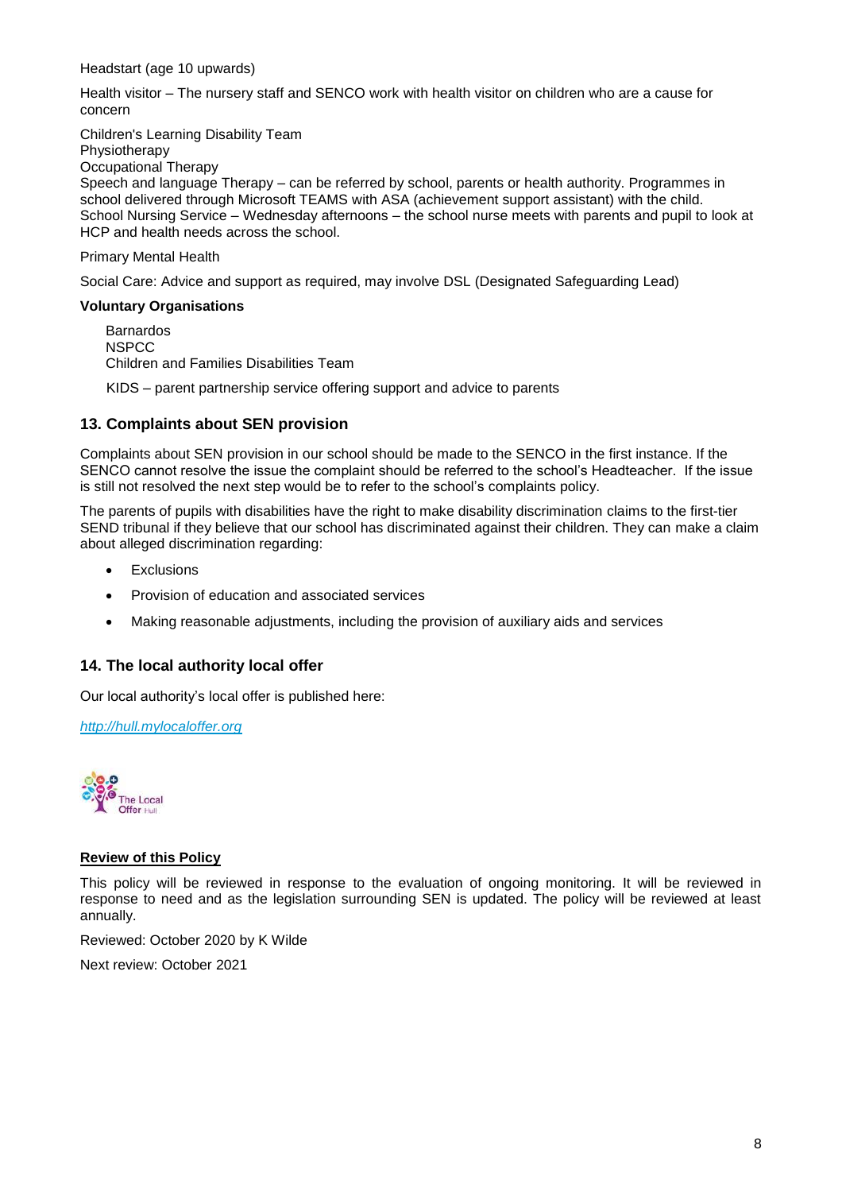Headstart (age 10 upwards)

Health visitor – The nursery staff and SENCO work with health visitor on children who are a cause for concern

Children's Learning Disability Team
Physiotherapy
Occupational Therapy
Speech and language Therapy – can be referred by school, parents or health authority. Programmes in school delivered through Microsoft TEAMS with ASA (achievement support assistant) with the child.
School Nursing Service – Wednesday afternoons – the school nurse meets with parents and pupil to look at HCP and health needs across the school.

Primary Mental Health

Social Care: Advice and support as required, may involve DSL (Designated Safeguarding Lead)

**Voluntary Organisations**

Barnardos
NSPCC
Children and Families Disabilities Team

KIDS – parent partnership service offering support and advice to parents

## 13. Complaints about SEN provision

Complaints about SEN provision in our school should be made to the SENCO in the first instance. If the SENCO cannot resolve the issue the complaint should be referred to the school's Headteacher. If the issue is still not resolved the next step would be to refer to the school's complaints policy.

The parents of pupils with disabilities have the right to make disability discrimination claims to the first-tier SEND tribunal if they believe that our school has discriminated against their children. They can make a claim about alleged discrimination regarding:

- Exclusions
- Provision of education and associated services
- Making reasonable adjustments, including the provision of auxiliary aids and services

## 14. The local authority local offer

Our local authority's local offer is published here:

*http://hull.mylocaloffer.org*

The Local Offer Hull

**Review of this Policy**

This policy will be reviewed in response to the evaluation of ongoing monitoring. It will be reviewed in response to need and as the legislation surrounding SEN is updated. The policy will be reviewed at least annually.

Reviewed: October 2020 by K Wilde

Next review: October 2021